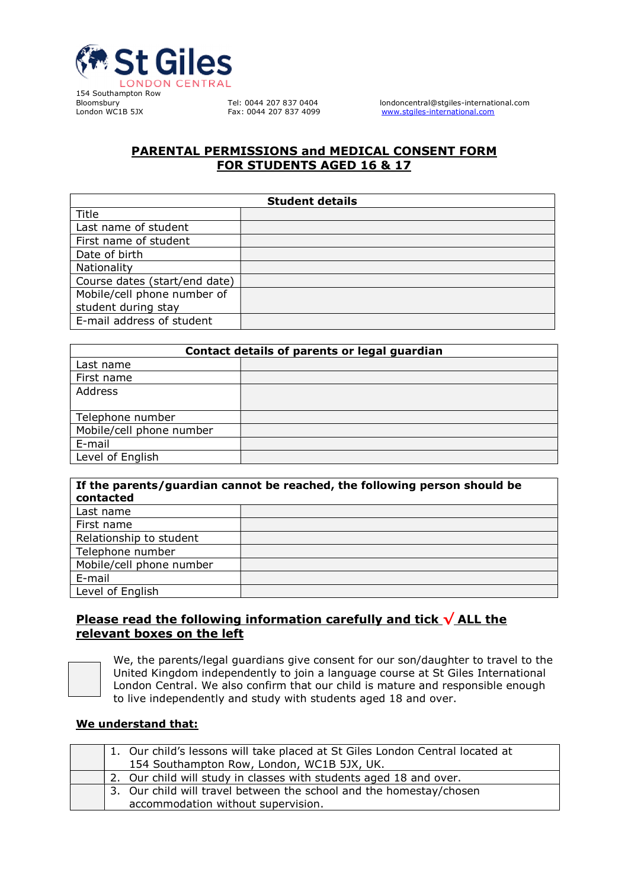**St Giles**
LONDON CENTRAL

154 Southampton Row
Bloomsbury
London WC1B 5JX

Tel: 0044 207 837 0404
Fax: 0044 207 837 4099

londoncentral@stgiles-international.com
www.stgiles-international.com

# PARENTAL PERMISSIONS and MEDICAL CONSENT FORM FOR STUDENTS AGED 16 & 17

| Student details | |
|---|---|
| Title | |
| Last name of student | |
| First name of student | |
| Date of birth | |
| Nationality | |
| Course dates (start/end date) | |
| Mobile/cell phone number of student during stay | |
| E-mail address of student | |

| Contact details of parents or legal guardian | |
|---|---|
| Last name | |
| First name | |
| Address | |
| Telephone number | |
| Mobile/cell phone number | |
| E-mail | |
| Level of English | |

| If the parents/guardian cannot be reached, the following person should be contacted | |
|---|---|
| Last name | |
| First name | |
| Relationship to student | |
| Telephone number | |
| Mobile/cell phone number | |
| E-mail | |
| Level of English | |

## Please read the following information carefully and tick √ ALL the relevant boxes on the left

☐ We, the parents/legal guardians give consent for our son/daughter to travel to the United Kingdom independently to join a language course at St Giles International London Central. We also confirm that our child is mature and responsible enough to live independently and study with students aged 18 and over.

**We understand that:**

| | |
|---|---|
| ☐ | 1. Our child's lessons will take placed at St Giles London Central located at 154 Southampton Row, London, WC1B 5JX, UK. |
| ☐ | 2. Our child will study in classes with students aged 18 and over. |
| ☐ | 3. Our child will travel between the school and the homestay/chosen accommodation without supervision. |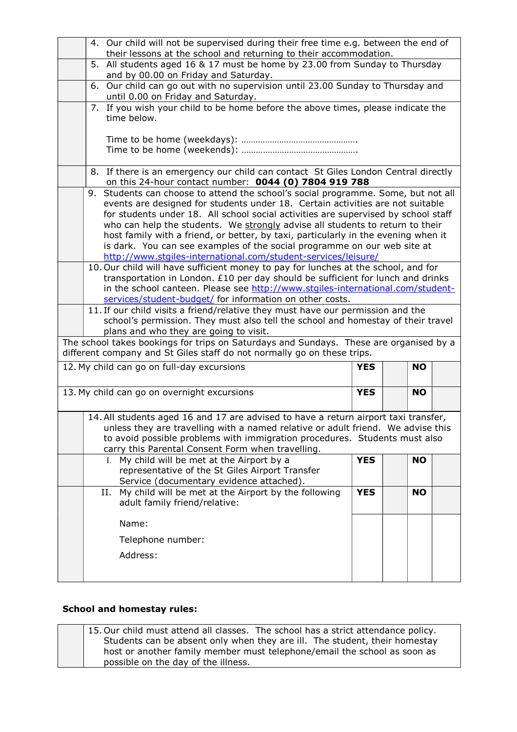| | |
|---|---|
| | 4. Our child will not be supervised during their free time e.g. between the end of their lessons at the school and returning to their accommodation. |
| | 5. All students aged 16 & 17 must be home by 23.00 from Sunday to Thursday and by 00.00 on Friday and Saturday. |
| | 6. Our child can go out with no supervision until 23.00 Sunday to Thursday and until 0.00 on Friday and Saturday. |
| | 7. If you wish your child to be home before the above times, please indicate the time below.<br><br>Time to be home (weekdays): ………………………………………….<br>Time to be home (weekends): …………………………………………. |
| | 8. If there is an emergency our child can contact St Giles London Central directly on this 24-hour contact number: **0044 (0) 7804 919 788** |
| | 9. Students can choose to attend the school's social programme. Some, but not all events are designed for students under 18. Certain activities are not suitable for students under 18. All school social activities are supervised by school staff who can help the students. We strongly advise all students to return to their host family with a friend, or better, by taxi, particularly in the evening when it is dark. You can see examples of the social programme on our web site at http://www.stgiles-international.com/student-services/leisure/ |
| | 10. Our child will have sufficient money to pay for lunches at the school, and for transportation in London. £10 per day should be sufficient for lunch and drinks in the school canteen. Please see http://www.stgiles-international.com/student-services/student-budget/ for information on other costs. |
| | 11. If our child visits a friend/relative they must have our permission and the school's permission. They must also tell the school and homestay of their travel plans and who they are going to visit. |

The school takes bookings for trips on Saturdays and Sundays. These are organised by a different company and St Giles staff do not normally go on these trips.

| | | | | |
|---|---|---|---|---|
| 12. My child can go on full-day excursions | **YES** | | **NO** | |
| 13. My child can go on overnight excursions | **YES** | | **NO** | |

| | | | | | |
|---|---|---|---|---|---|
| | 14. All students aged 16 and 17 are advised to have a return airport taxi transfer, unless they are travelling with a named relative or adult friend. We advise this to avoid possible problems with immigration procedures. Students must also carry this Parental Consent Form when travelling. | | | | |
| | I. My child will be met at the Airport by a representative of the St Giles Airport Transfer Service (documentary evidence attached). | **YES** | | **NO** | |
| | II. My child will be met at the Airport by the following adult family friend/relative: | **YES** | | **NO** | |
| | Name:<br>Telephone number:<br>Address: | | | | |

**School and homestay rules:**

| | |
|---|---|
| | 15. Our child must attend all classes. The school has a strict attendance policy. Students can be absent only when they are ill. The student, their homestay host or another family member must telephone/email the school as soon as possible on the day of the illness. |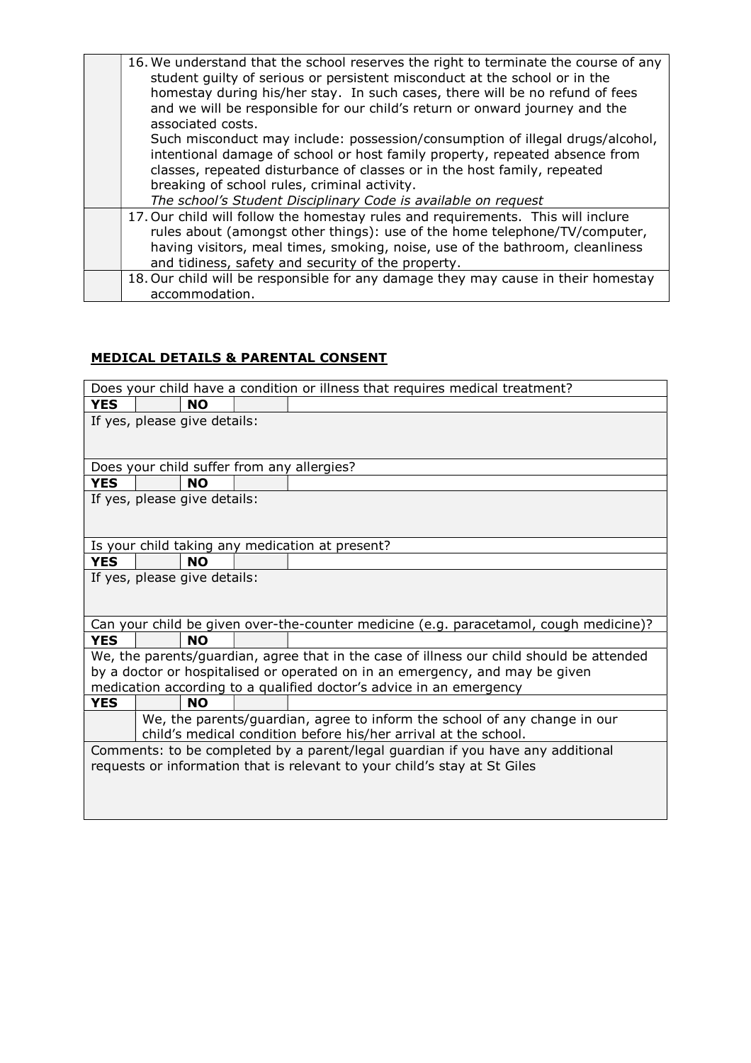| | |
|---|---|
| | 16. We understand that the school reserves the right to terminate the course of any student guilty of serious or persistent misconduct at the school or in the homestay during his/her stay. In such cases, there will be no refund of fees and we will be responsible for our child's return or onward journey and the associated costs.<br>Such misconduct may include: possession/consumption of illegal drugs/alcohol, intentional damage of school or host family property, repeated absence from classes, repeated disturbance of classes or in the host family, repeated breaking of school rules, criminal activity.<br>*The school's Student Disciplinary Code is available on request* |
| | 17. Our child will follow the homestay rules and requirements. This will inclure rules about (amongst other things): use of the home telephone/TV/computer, having visitors, meal times, smoking, noise, use of the bathroom, cleanliness and tidiness, safety and security of the property. |
| | 18. Our child will be responsible for any damage they may cause in their homestay accommodation. |

## **MEDICAL DETAILS & PARENTAL CONSENT**

| | | | | |
|---|---|---|---|---|
| Does your child have a condition or illness that requires medical treatment? | | | | |
| **YES** | | **NO** | | |
| If yes, please give details: | | | | |
| Does your child suffer from any allergies? | | | | |
| **YES** | | **NO** | | |
| If yes, please give details: | | | | |
| Is your child taking any medication at present? | | | | |
| **YES** | | **NO** | | |
| If yes, please give details: | | | | |
| Can your child be given over-the-counter medicine (e.g. paracetamol, cough medicine)? | | | | |
| **YES** | | **NO** | | |
| We, the parents/guardian, agree that in the case of illness our child should be attended by a doctor or hospitalised or operated on in an emergency, and may be given medication according to a qualified doctor's advice in an emergency | | | | |
| **YES** | | **NO** | | |
| | We, the parents/guardian, agree to inform the school of any change in our child's medical condition before his/her arrival at the school. | | | |
| Comments: to be completed by a parent/legal guardian if you have any additional requests or information that is relevant to your child's stay at St Giles | | | | |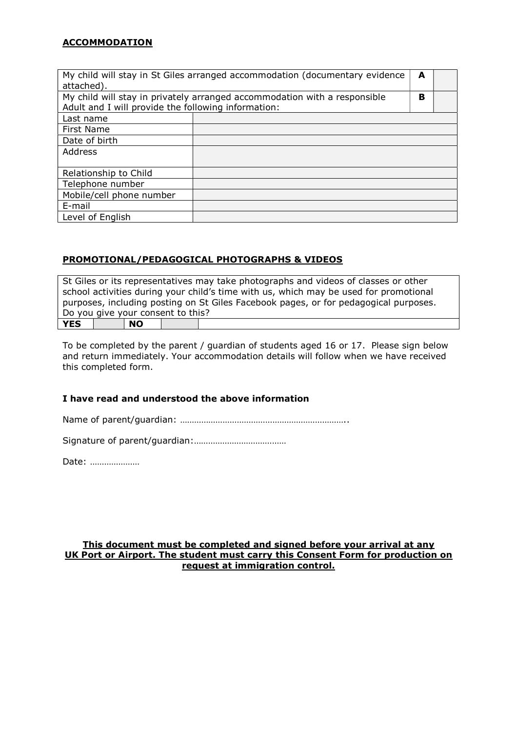**ACCOMMODATION**

| | | | |
|---|---|---|---|
| My child will stay in St Giles arranged accommodation (documentary evidence attached). | | **A** | |
| My child will stay in privately arranged accommodation with a responsible Adult and I will provide the following information: | | **B** | |
| Last name | | | |
| First Name | | | |
| Date of birth | | | |
| Address | | | |
| Relationship to Child | | | |
| Telephone number | | | |
| Mobile/cell phone number | | | |
| E-mail | | | |
| Level of English | | | |

**PROMOTIONAL/PEDAGOGICAL PHOTOGRAPHS & VIDEOS**

| | | | | |
|---|---|---|---|---|
| St Giles or its representatives may take photographs and videos of classes or other school activities during your child's time with us, which may be used for promotional purposes, including posting on St Giles Facebook pages, or for pedagogical purposes. Do you give your consent to this? | | | | |
| **YES** | | **NO** | | |

To be completed by the parent / guardian of students aged 16 or 17. Please sign below and return immediately. Your accommodation details will follow when we have received this completed form.

**I have read and understood the above information**

Name of parent/guardian: ……………………………………………………………..

Signature of parent/guardian:…………………………………

Date: …………………

**This document must be completed and signed before your arrival at any UK Port or Airport. The student must carry this Consent Form for production on request at immigration control.**